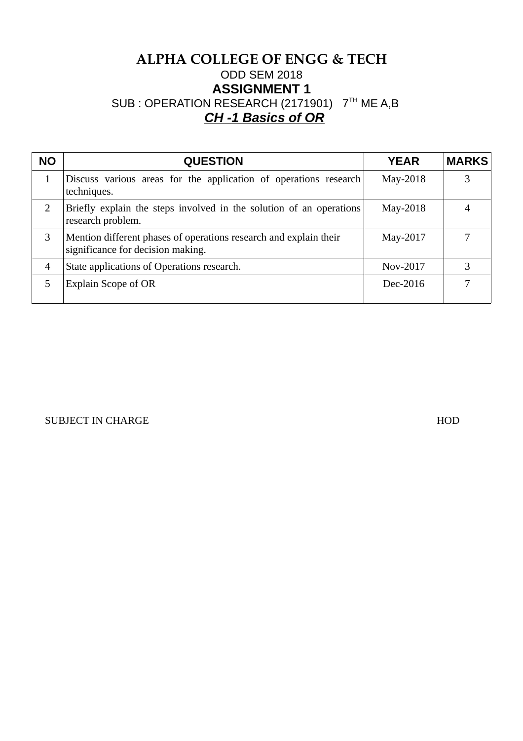# ALPHA COLLEGE OF ENGG & TECH

ODD SEM 2018

## ASSIGNMENT 1

SUB : OPERATION RESEARCH (2171901)   7TH ME A,B

***CH -1 Basics of OR***

| NO | QUESTION | YEAR | MARKS |
|---|---|---|---|
| 1 | Discuss various areas for the application of operations research techniques. | May-2018 | 3 |
| 2 | Briefly explain the steps involved in the solution of an operations research problem. | May-2018 | 4 |
| 3 | Mention different phases of operations research and explain their significance for decision making. | May-2017 | 7 |
| 4 | State applications of Operations research. | Nov-2017 | 3 |
| 5 | Explain Scope of OR | Dec-2016 | 7 |

SUBJECT IN CHARGE                                                                                    HOD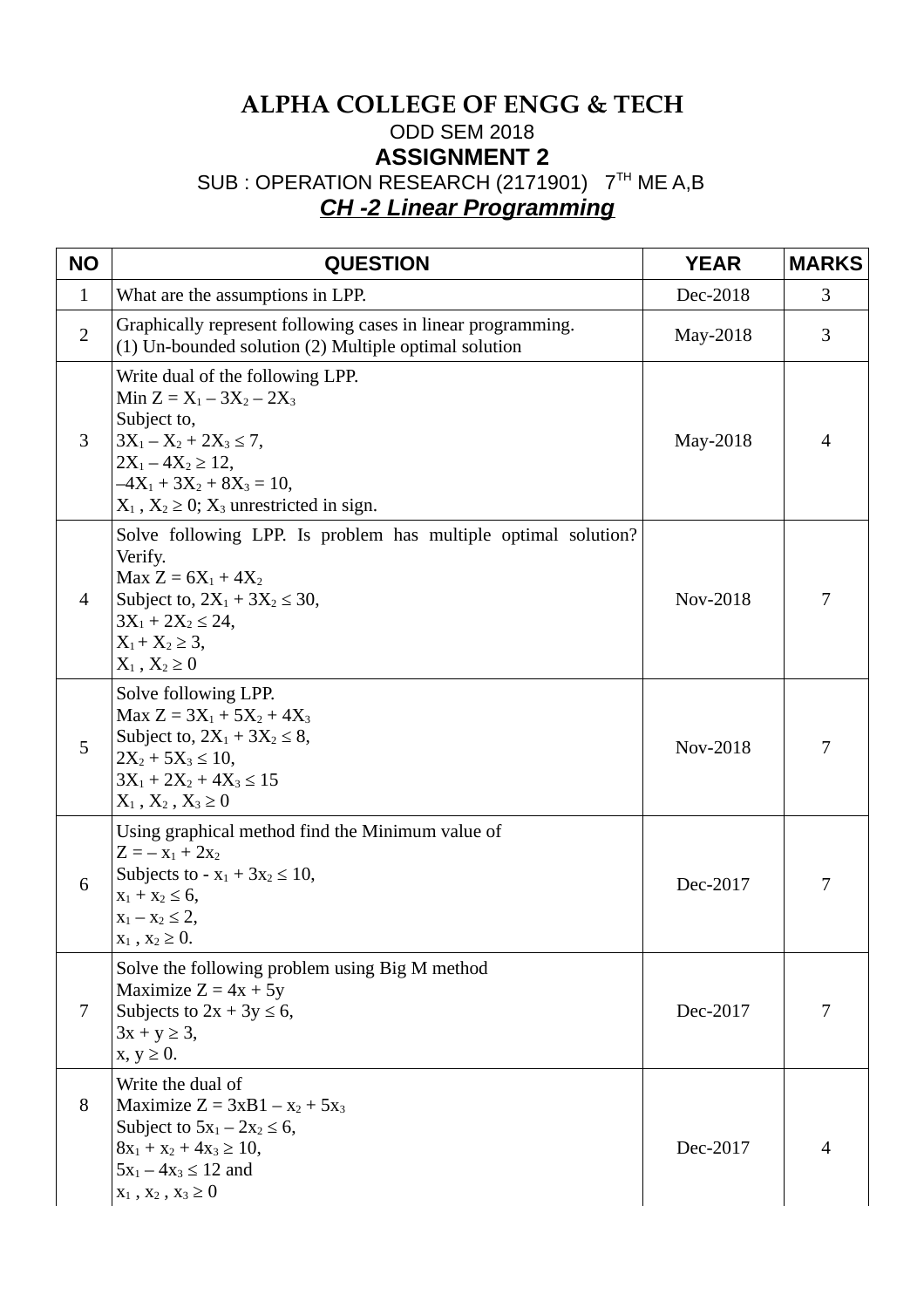# ALPHA COLLEGE OF ENGG & TECH

ODD SEM 2018

## ASSIGNMENT 2

SUB : OPERATION RESEARCH (2171901) $7^{TH}$ ME A,B

***CH -2 Linear Programming***

| NO | QUESTION | YEAR | MARKS |
|---|---|---|---|
| 1 | What are the assumptions in LPP. | Dec-2018 | 3 |
| 2 | Graphically represent following cases in linear programming.<br>(1) Un-bounded solution (2) Multiple optimal solution | May-2018 | 3 |
| 3 | Write dual of the following LPP.<br>Min $Z = X_1 – 3X_2 – 2X_3$<br>Subject to,<br>$3X_1 – X_2 + 2X_3 \leq 7$,<br>$2X_1 – 4X_2 \geq 12$,<br>$–4X_1 + 3X_2 + 8X_3 = 10$,<br>$X_1$ , $X_2 \geq 0$; $X_3$ unrestricted in sign. | May-2018 | 4 |
| 4 | Solve following LPP. Is problem has multiple optimal solution? Verify.<br>Max $Z = 6X_1 + 4X_2$<br>Subject to, $2X_1 + 3X_2 \leq 30$,<br>$3X_1 + 2X_2 \leq 24$,<br>$X_1 + X_2 \geq 3$,<br>$X_1$ , $X_2 \geq 0$ | Nov-2018 | 7 |
| 5 | Solve following LPP.<br>Max $Z = 3X_1 + 5X_2 + 4X_3$<br>Subject to, $2X_1 + 3X_2 \leq 8$,<br>$2X_2 + 5X_3 \leq 10$,<br>$3X_1 + 2X_2 + 4X_3 \leq 15$<br>$X_1$ , $X_2$ , $X_3 \geq 0$ | Nov-2018 | 7 |
| 6 | Using graphical method find the Minimum value of<br>$Z = – x_1 + 2x_2$<br>Subjects to - $x_1 + 3x_2 \leq 10$,<br>$x_1 + x_2 \leq 6$,<br>$x_1 – x_2 \leq 2$,<br>$x_1$ , $x_2 \geq 0$. | Dec-2017 | 7 |
| 7 | Solve the following problem using Big M method<br>Maximize $Z = 4x + 5y$<br>Subjects to $2x + 3y \leq 6$,<br>$3x + y \geq 3$,<br>$x, y \geq 0$. | Dec-2017 | 7 |
| 8 | Write the dual of<br>Maximize $Z = 3xB1 – x_2 + 5x_3$<br>Subject to $5x_1 – 2x_2 \leq 6$,<br>$8x_1 + x_2 + 4x_3 \geq 10$,<br>$5x_1 – 4x_3 \leq 12$ and<br>$x_1$ , $x_2$ , $x_3 \geq 0$ | Dec-2017 | 4 |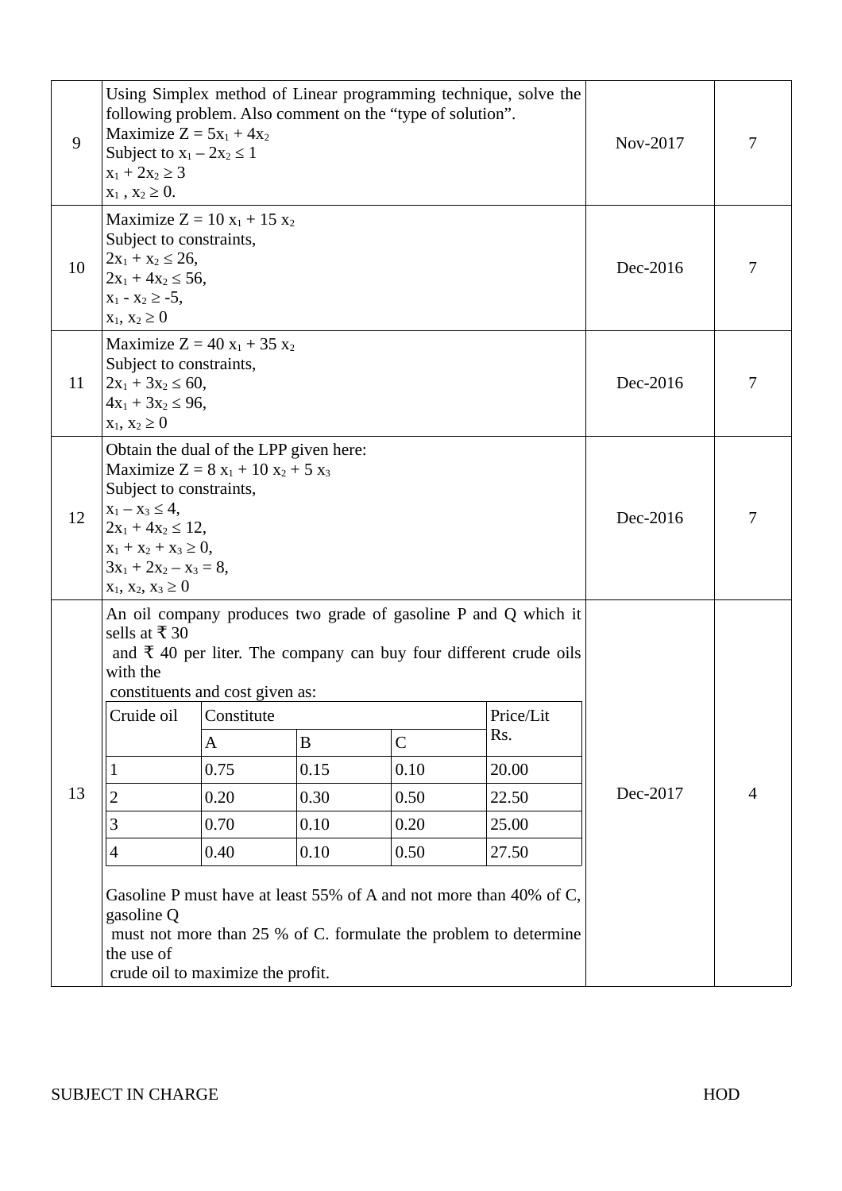| 9 | Using Simplex method of Linear programming technique, solve the following problem. Also comment on the "type of solution".<br>Maximize $Z = 5x_1 + 4x_2$<br>Subject to $x_1 - 2x_2 \leq 1$<br>$x_1 + 2x_2 \geq 3$<br>$x_1 , x_2 \geq 0$. | Nov-2017 | 7 |
|---|---|---|---|
| 10 | Maximize $Z = 10 x_1 + 15 x_2$<br>Subject to constraints,<br>$2x_1 + x_2 \leq 26$,<br>$2x_1 + 4x_2 \leq 56$,<br>$x_1 - x_2 \geq -5$,<br>$x_1, x_2 \geq 0$ | Dec-2016 | 7 |
| 11 | Maximize $Z = 40 x_1 + 35 x_2$<br>Subject to constraints,<br>$2x_1 + 3x_2 \leq 60$,<br>$4x_1 + 3x_2 \leq 96$,<br>$x_1, x_2 \geq 0$ | Dec-2016 | 7 |
| 12 | Obtain the dual of the LPP given here:<br>Maximize $Z = 8 x_1 + 10 x_2 + 5 x_3$<br>Subject to constraints,<br>$x_1 - x_3 \leq 4$,<br>$2x_1 + 4x_2 \leq 12$,<br>$x_1 + x_2 + x_3 \geq 0$,<br>$3x_1 + 2x_2 - x_3 = 8$,<br>$x_1, x_2, x_3 \geq 0$ | Dec-2016 | 7 |
| 13 | An oil company produces two grade of gasoline P and Q which it sells at ₹ 30 and ₹ 40 per liter. The company can buy four different crude oils with the constituents and cost given as:<br>(see table below)<br>Gasoline P must have at least 55% of A and not more than 40% of C, gasoline Q must not more than 25 % of C. formulate the problem to determine the use of crude oil to maximize the profit. | Dec-2017 | 4 |

| Cruide oil | Constitute | | | Price/Lit Rs. |
|---|---|---|---|---|
| | A | B | C | |
| 1 | 0.75 | 0.15 | 0.10 | 20.00 |
| 2 | 0.20 | 0.30 | 0.50 | 22.50 |
| 3 | 0.70 | 0.10 | 0.20 | 25.00 |
| 4 | 0.40 | 0.10 | 0.50 | 27.50 |

SUBJECT IN CHARGE HOD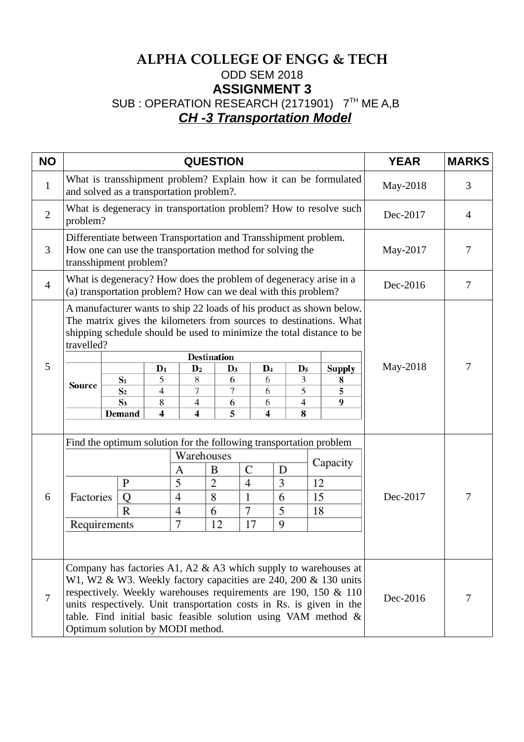# ALPHA COLLEGE OF ENGG & TECH

ODD SEM 2018

## ASSIGNMENT 3

SUB : OPERATION RESEARCH (2171901)   7TH ME A,B

***CH -3 Transportation Model***

| NO | QUESTION | YEAR | MARKS |
|---|---|---|---|
| 1 | What is transshipment problem? Explain how it can be formulated and solved as a transportation problem?. | May-2018 | 3 |
| 2 | What is degeneracy in transportation problem? How to resolve such problem? | Dec-2017 | 4 |
| 3 | Differentiate between Transportation and Transshipment problem. How one can use the transportation method for solving the transshipment problem? | May-2017 | 7 |
| 4 | What is degeneracy? How does the problem of degeneracy arise in a (a) transportation problem? How can we deal with this problem? | Dec-2016 | 7 |
| 5 | A manufacturer wants to ship 22 loads of his product as shown below. The matrix gives the kilometers from sources to destinations. What shipping schedule should be used to minimize the total distance to be travelled? (see table below) | May-2018 | 7 |
| 6 | Find the optimum solution for the following transportation problem (see table below) | Dec-2017 | 7 |
| 7 | Company has factories A1, A2 & A3 which supply to warehouses at W1, W2 & W3. Weekly factory capacities are 240, 200 & 130 units respectively. Weekly warehouses requirements are 190, 150 & 110 units respectively. Unit transportation costs in Rs. is given in the table. Find initial basic feasible solution using VAM method & Optimum solution by MODI method. | Dec-2016 | 7 |

**Table for Question 5:**

| | | Destination | | | | | |
|---|---|---|---|---|---|---|---|
| | | $D_1$ | $D_2$ | $D_3$ | $D_4$ | $D_5$ | Supply |
| Source | $S_1$ | 5 | 8 | 6 | 6 | 3 | 8 |
| | $S_2$ | 4 | 7 | 7 | 6 | 5 | 5 |
| | $S_3$ | 8 | 4 | 6 | 6 | 4 | 9 |
| | Demand | 4 | 4 | 5 | 4 | 8 | |

**Table for Question 6:**

| | | Warehouses | | | | Capacity |
|---|---|---|---|---|---|---|
| | | A | B | C | D | |
| Factories | P | 5 | 2 | 4 | 3 | 12 |
| | Q | 4 | 8 | 1 | 6 | 15 |
| | R | 4 | 6 | 7 | 5 | 18 |
| Requirements | | 7 | 12 | 17 | 9 | |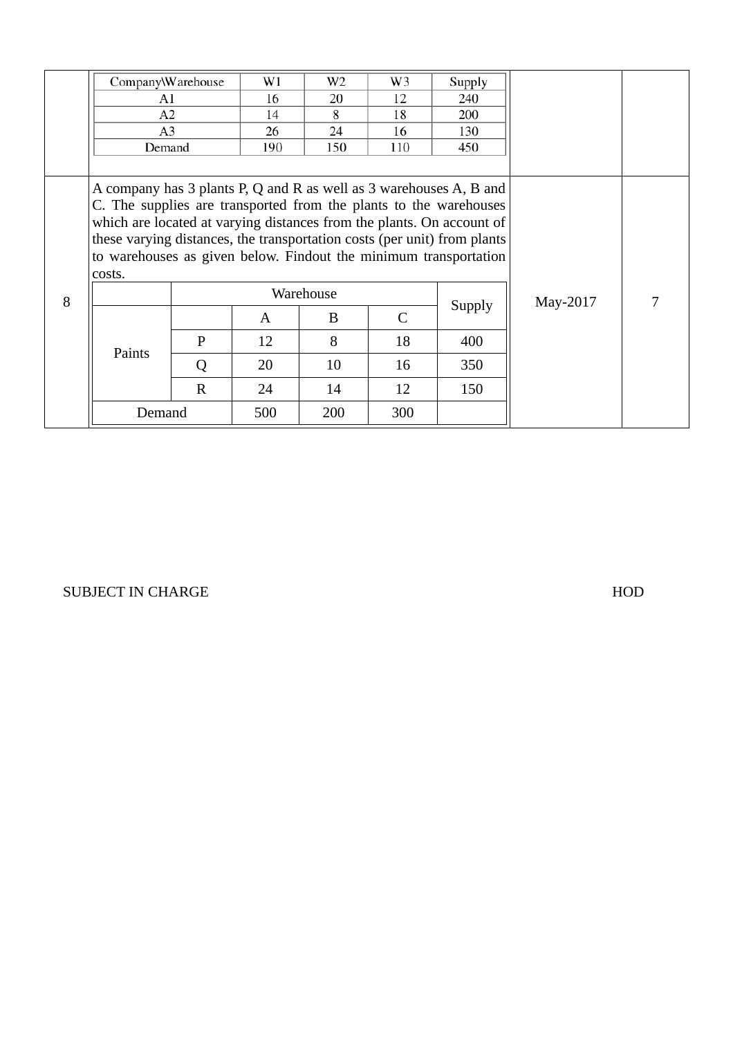| | | | |
|---|---|---|---|
| | | | |

| Company\Warehouse | W1 | W2 | W3 | Supply |
|---|---|---|---|---|
| A1 | 16 | 20 | 12 | 240 |
| A2 | 14 | 8 | 18 | 200 |
| A3 | 26 | 24 | 16 | 130 |
| Demand | 190 | 150 | 110 | 450 |

| 8 | A company has 3 plants P, Q and R as well as 3 warehouses A, B and C. The supplies are transported from the plants to the warehouses which are located at varying distances from the plants. On account of these varying distances, the transportation costs (per unit) from plants to warehouses as given below. Findout the minimum transportation costs. | May-2017 | 7 |
|---|---|---|---|

| | Warehouse | | | | Supply |
|---|---|---|---|---|---|
| Paints | | A | B | C | |
| | P | 12 | 8 | 18 | 400 |
| | Q | 20 | 10 | 16 | 350 |
| | R | 24 | 14 | 12 | 150 |
| Demand | | 500 | 200 | 300 | |

SUBJECT IN CHARGE HOD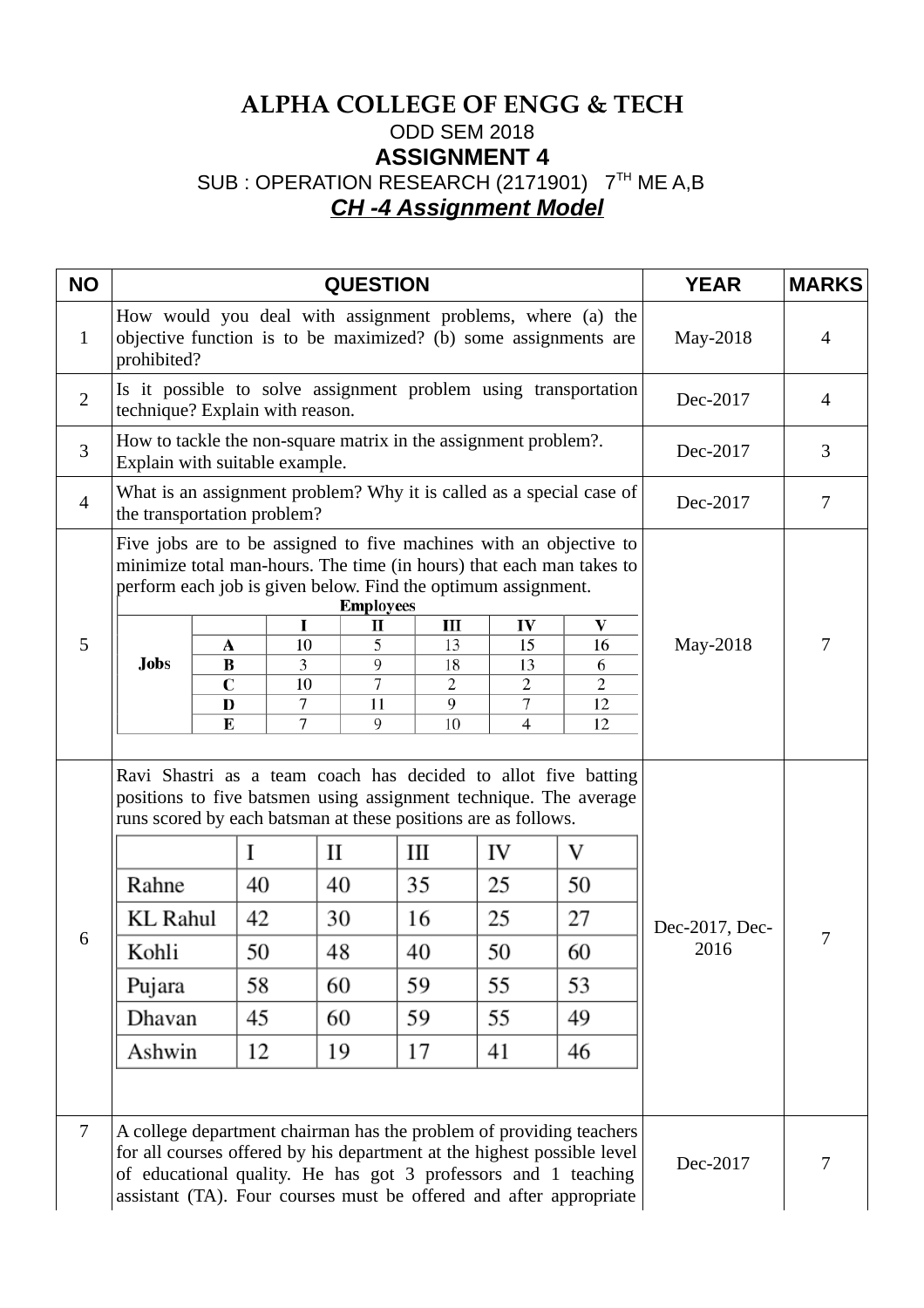# ALPHA COLLEGE OF ENGG & TECH

ODD SEM 2018

## ASSIGNMENT 4

SUB : OPERATION RESEARCH (2171901) 7TH ME A,B

***CH -4 Assignment Model***

| NO | QUESTION | YEAR | MARKS |
|---|---|---|---|
| 1 | How would you deal with assignment problems, where (a) the objective function is to be maximized? (b) some assignments are prohibited? | May-2018 | 4 |
| 2 | Is it possible to solve assignment problem using transportation technique? Explain with reason. | Dec-2017 | 4 |
| 3 | How to tackle the non-square matrix in the assignment problem?. Explain with suitable example. | Dec-2017 | 3 |
| 4 | What is an assignment problem? Why it is called as a special case of the transportation problem? | Dec-2017 | 7 |
| 5 | Five jobs are to be assigned to five machines with an objective to minimize total man-hours. The time (in hours) that each man takes to perform each job is given below. Find the optimum assignment. | May-2018 | 7 |
| 6 | Ravi Shastri as a team coach has decided to allot five batting positions to five batsmen using assignment technique. The average runs scored by each batsman at these positions are as follows. | Dec-2017, Dec-2016 | 7 |
| 7 | A college department chairman has the problem of providing teachers for all courses offered by his department at the highest possible level of educational quality. He has got 3 professors and 1 teaching assistant (TA). Four courses must be offered and after appropriate | Dec-2017 | 7 |

Question 5 table:

| | | Employees | | | | |
|---|---|---|---|---|---|---|
| | | I | II | III | IV | V |
| Jobs | A | 10 | 5 | 13 | 15 | 16 |
| | B | 3 | 9 | 18 | 13 | 6 |
| | C | 10 | 7 | 2 | 2 | 2 |
| | D | 7 | 11 | 9 | 7 | 12 |
| | E | 7 | 9 | 10 | 4 | 12 |

Question 6 table:

| | I | II | III | IV | V |
|---|---|---|---|---|---|
| Rahne | 40 | 40 | 35 | 25 | 50 |
| KL Rahul | 42 | 30 | 16 | 25 | 27 |
| Kohli | 50 | 48 | 40 | 50 | 60 |
| Pujara | 58 | 60 | 59 | 55 | 53 |
| Dhavan | 45 | 60 | 59 | 55 | 49 |
| Ashwin | 12 | 19 | 17 | 41 | 46 |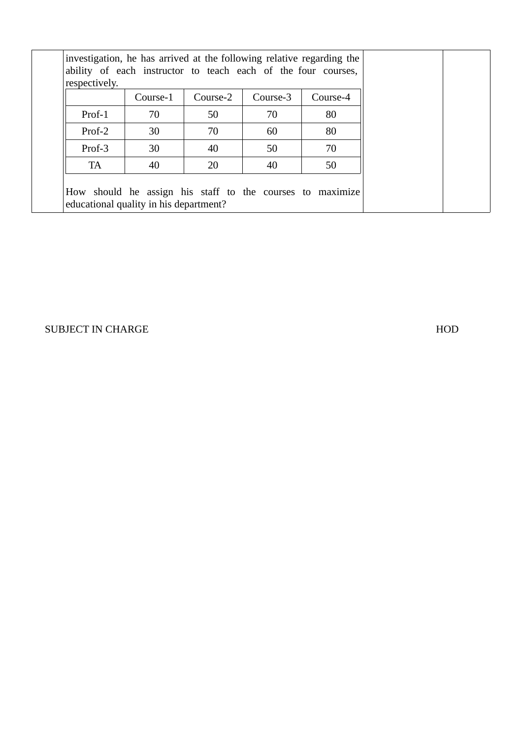| | investigation, he has arrived at the following relative regarding the ability of each instructor to teach each of the four courses, respectively. | | |
|---|---|---|---|

| | Course-1 | Course-2 | Course-3 | Course-4 |
|---|---|---|---|---|
| Prof-1 | 70 | 50 | 70 | 80 |
| Prof-2 | 30 | 70 | 60 | 80 |
| Prof-3 | 30 | 40 | 50 | 70 |
| TA | 40 | 20 | 40 | 50 |

How should he assign his staff to the courses to maximize educational quality in his department?

SUBJECT IN CHARGE HOD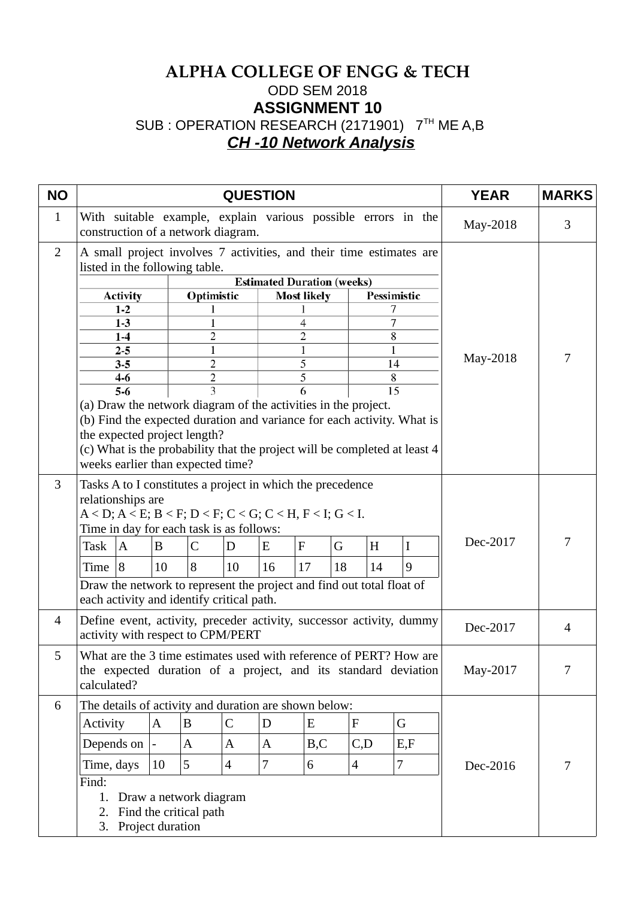# ALPHA COLLEGE OF ENGG & TECH

ODD SEM 2018

## ASSIGNMENT 10

SUB : OPERATION RESEARCH (2171901) 7TH ME A,B

***CH -10 Network Analysis***

| NO | QUESTION | YEAR | MARKS |
|---|---|---|---|
| 1 | With suitable example, explain various possible errors in the construction of a network diagram. | May-2018 | 3 |
| 2 | A small project involves 7 activities, and their time estimates are listed in the following table.<br>(see table below)<br>(a) Draw the network diagram of the activities in the project.<br>(b) Find the expected duration and variance for each activity. What is the expected project length?<br>(c) What is the probability that the project will be completed at least 4 weeks earlier than expected time? | May-2018 | 7 |
| 3 | Tasks A to I constitutes a project in which the precedence relationships are<br>A < D; A < E; B < F; D < F; C < G; C < H, F < I; G < I.<br>Time in day for each task is as follows:<br>(see table below)<br>Draw the network to represent the project and find out total float of each activity and identify critical path. | Dec-2017 | 7 |
| 4 | Define event, activity, preceder activity, successor activity, dummy activity with respect to CPM/PERT | Dec-2017 | 4 |
| 5 | What are the 3 time estimates used with reference of PERT? How are the expected duration of a project, and its standard deviation calculated? | May-2017 | 7 |
| 6 | The details of activity and duration are shown below:<br>(see table below)<br>Find:<br>1. Draw a network diagram<br>2. Find the critical path<br>3. Project duration | Dec-2016 | 7 |

Question 2 table:

| Activity | Estimated Duration (weeks) | | |
|---|---|---|---|
| | Optimistic | Most likely | Pessimistic |
| 1-2 | 1 | 1 | 7 |
| 1-3 | 1 | 4 | 7 |
| 1-4 | 2 | 2 | 8 |
| 2-5 | 1 | 1 | 1 |
| 3-5 | 2 | 5 | 14 |
| 4-6 | 2 | 5 | 8 |
| 5-6 | 3 | 6 | 15 |

Question 3 table:

| Task | A | B | C | D | E | F | G | H | I |
|---|---|---|---|---|---|---|---|---|---|
| Time | 8 | 10 | 8 | 10 | 16 | 17 | 18 | 14 | 9 |

Question 6 table:

| Activity | A | B | C | D | E | F | G |
|---|---|---|---|---|---|---|---|
| Depends on | - | A | A | A | B,C | C,D | E,F |
| Time, days | 10 | 5 | 4 | 7 | 6 | 4 | 7 |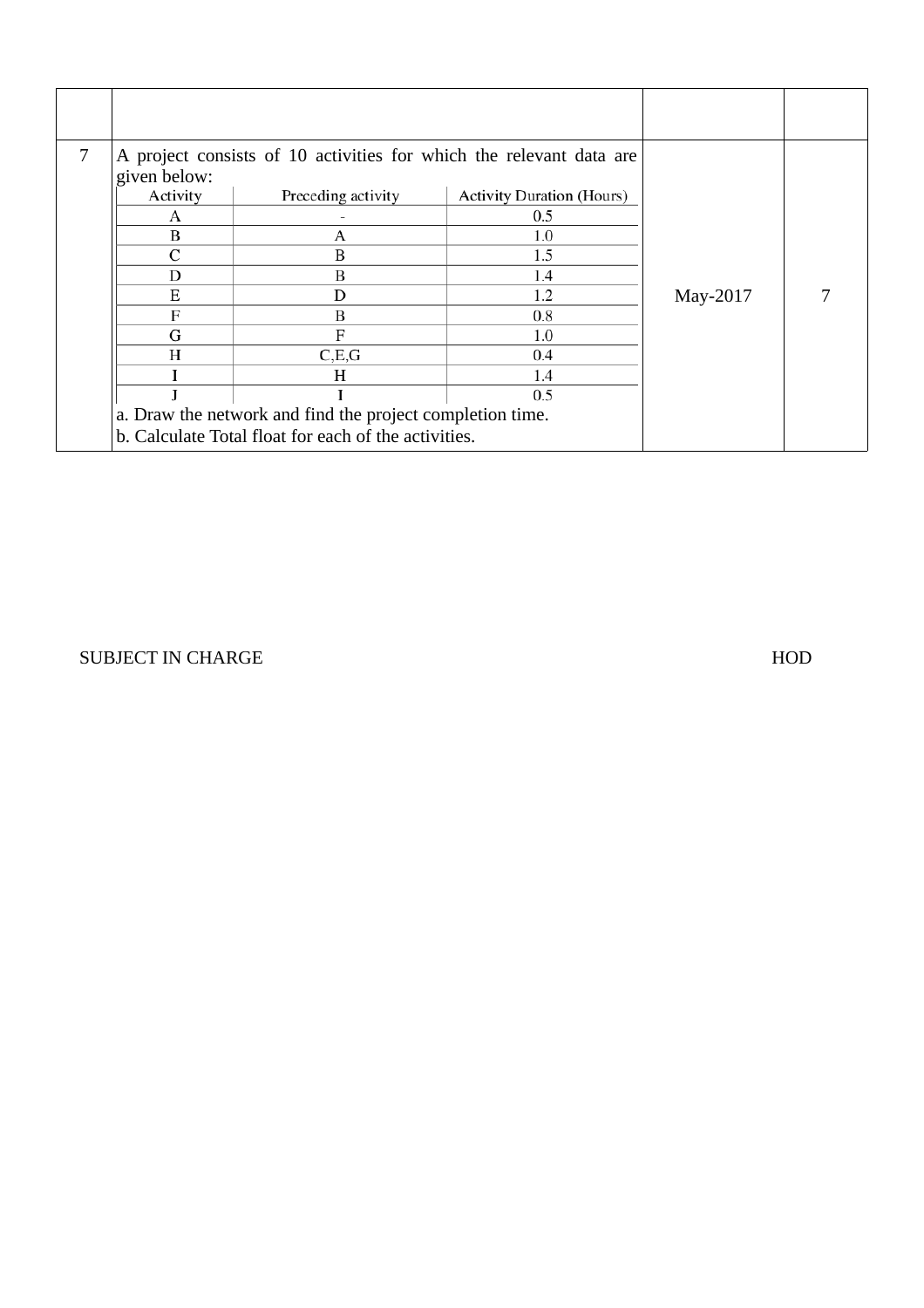| | | | |
|---|---|---|---|
| 7 | A project consists of 10 activities for which the relevant data are given below: | May-2017 | 7 |

| Activity | Preceding activity | Activity Duration (Hours) |
|---|---|---|
| A | - | 0.5 |
| B | A | 1.0 |
| C | B | 1.5 |
| D | B | 1.4 |
| E | D | 1.2 |
| F | B | 0.8 |
| G | F | 1.0 |
| H | C,E,G | 0.4 |
| I | H | 1.4 |
| J | I | 0.5 |

a. Draw the network and find the project completion time.
b. Calculate Total float for each of the activities.

SUBJECT IN CHARGE HOD